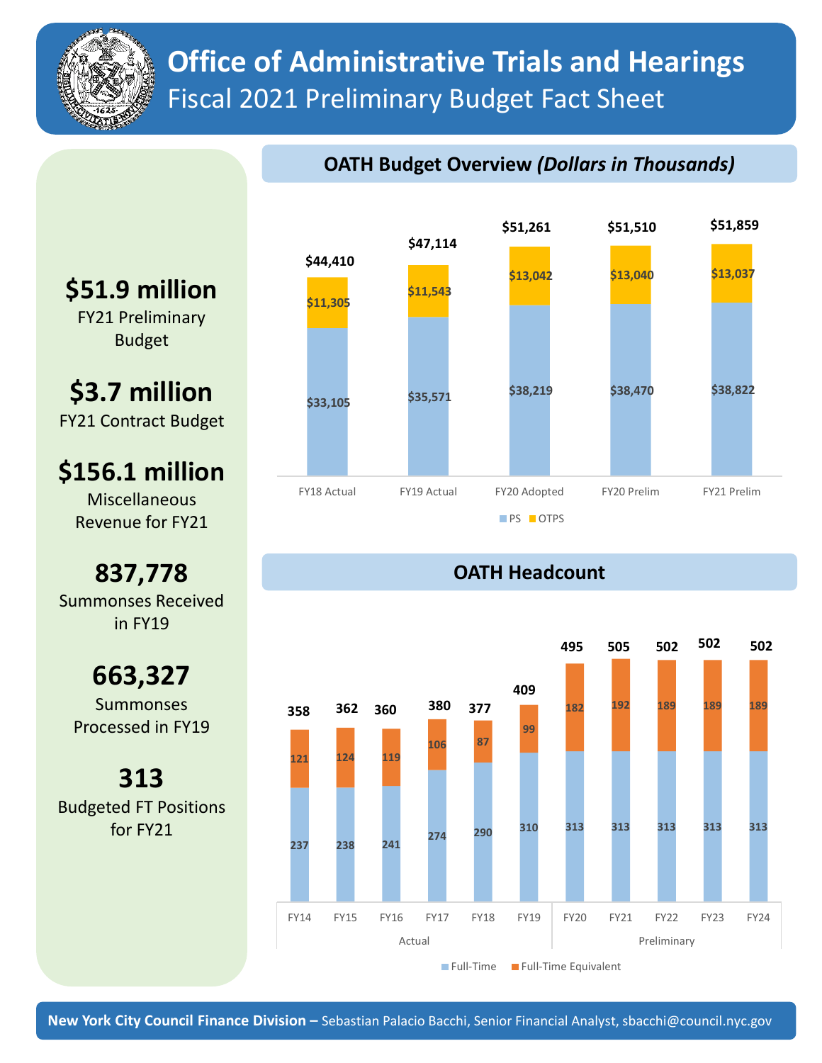# Office of Administrative Trials and Hearings

## Fiscal 2021 Preliminary Budget Fact Sheet

**$51.9 million**
FY21 Preliminary Budget

**$3.7 million**
FY21 Contract Budget

**$156.1 million**
Miscellaneous Revenue for FY21

**837,778**
Summonses Received in FY19

**663,327**
Summonses Processed in FY19

**313**
Budgeted FT Positions for FY21

### OATH Budget Overview *(Dollars in Thousands)*

| | FY18 Actual | FY19 Actual | FY20 Adopted | FY20 Prelim | FY21 Prelim |
|---|---|---|---|---|---|
| PS | $33,105 | $35,571 | $38,219 | $38,470 | $38,822 |
| OTPS | $11,305 | $11,543 | $13,042 | $13,040 | $13,037 |
| Total | $44,410 | $47,114 | $51,261 | $51,510 | $51,859 |

### OATH Headcount

| | FY14 | FY15 | FY16 | FY17 | FY18 | FY19 | FY20 | FY21 | FY22 | FY23 | FY24 |
|---|---|---|---|---|---|---|---|---|---|---|---|
| | Actual | | | | | | Preliminary | | | | |
| Full-Time | 237 | 238 | 241 | 274 | 290 | 310 | 313 | 313 | 313 | 313 | 313 |
| Full-Time Equivalent | 121 | 124 | 119 | 106 | 87 | 99 | 182 | 192 | 189 | 189 | 189 |
| Total | 358 | 362 | 360 | 380 | 377 | 409 | 495 | 505 | 502 | 502 | 502 |

**New York City Council Finance Division –** Sebastian Palacio Bacchi, Senior Financial Analyst, sbacchi@council.nyc.gov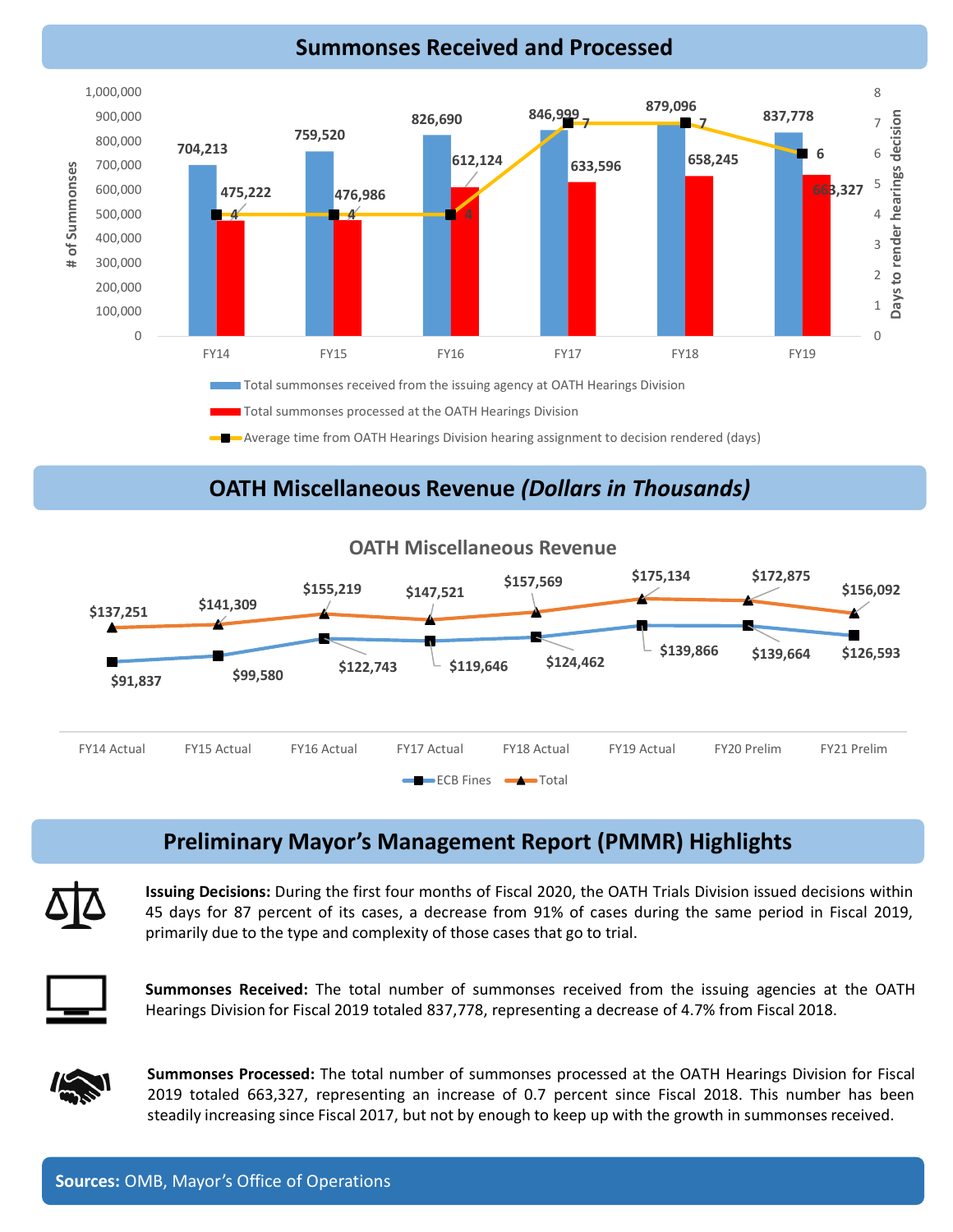## Summonses Received and Processed

1,000,000
900,000
800,000
700,000
600,000
500,000
400,000
300,000
200,000
100,000
0

# of Summonses

8
7
6
5
4
3
2
1
0

Days to render hearings decision

FY14: 704,213; 475,222; 4
FY15: 759,520; 476,986; 4
FY16: 826,690; 612,124; 4
FY17: 846,999; 633,596; 7
FY18: 879,096; 658,245; 7
FY19: 837,778; 663,327; 6

Total summonses received from the issuing agency at OATH Hearings Division
Total summonses processed at the OATH Hearings Division
Average time from OATH Hearings Division hearing assignment to decision rendered (days)

## OATH Miscellaneous Revenue *(Dollars in Thousands)*

OATH Miscellaneous Revenue

FY14 Actual: $137,251; $91,837
FY15 Actual: $141,309; $99,580
FY16 Actual: $155,219; $122,743
FY17 Actual: $147,521; $119,646
FY18 Actual: $157,569; $124,462
FY19 Actual: $175,134; $139,866
FY20 Prelim: $172,875; $139,664
FY21 Prelim: $156,092; $126,593

ECB Fines
Total

## Preliminary Mayor's Management Report (PMMR) Highlights

**Issuing Decisions:** During the first four months of Fiscal 2020, the OATH Trials Division issued decisions within 45 days for 87 percent of its cases, a decrease from 91% of cases during the same period in Fiscal 2019, primarily due to the type and complexity of those cases that go to trial.

**Summonses Received:** The total number of summonses received from the issuing agencies at the OATH Hearings Division for Fiscal 2019 totaled 837,778, representing a decrease of 4.7% from Fiscal 2018.

**Summonses Processed:** The total number of summonses processed at the OATH Hearings Division for Fiscal 2019 totaled 663,327, representing an increase of 0.7 percent since Fiscal 2018. This number has been steadily increasing since Fiscal 2017, but not by enough to keep up with the growth in summonses received.

**Sources:** OMB, Mayor's Office of Operations